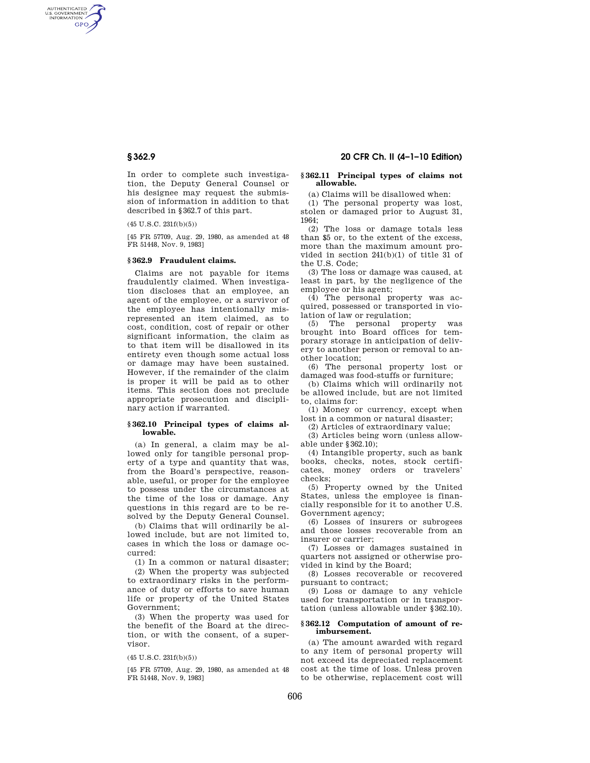In order to complete such investigation, the Deputy General Counsel or his designee may request the submission of information in addition to that described in §362.7 of this part.

(45 U.S.C. 231f(b)(5))

[45 FR 57709, Aug. 29, 1980, as amended at 48 FR 51448, Nov. 9, 1983]

### §362.9 Fraudulent claims.

Claims are not payable for items fraudulently claimed. When investigation discloses that an employee, an agent of the employee, or a survivor of the employee has intentionally misrepresented an item claimed, as to cost, condition, cost of repair or other significant information, the claim as to that item will be disallowed in its entirety even though some actual loss or damage may have been sustained. However, if the remainder of the claim is proper it will be paid as to other items. This section does not preclude appropriate prosecution and disciplinary action if warranted.

### §362.10 Principal types of claims allowable.

(a) In general, a claim may be allowed only for tangible personal property of a type and quantity that was, from the Board's perspective, reasonable, useful, or proper for the employee to possess under the circumstances at the time of the loss or damage. Any questions in this regard are to be resolved by the Deputy General Counsel.

(b) Claims that will ordinarily be allowed include, but are not limited to, cases in which the loss or damage occurred:

(1) In a common or natural disaster;

(2) When the property was subjected to extraordinary risks in the performance of duty or efforts to save human life or property of the United States Government;

(3) When the property was used for the benefit of the Board at the direction, or with the consent, of a supervisor.

(45 U.S.C. 231f(b)(5))

[45 FR 57709, Aug. 29, 1980, as amended at 48 FR 51448, Nov. 9, 1983]

### §362.11 Principal types of claims not allowable.

(a) Claims will be disallowed when:

(1) The personal property was lost, stolen or damaged prior to August 31, 1964;

(2) The loss or damage totals less than $5 or, to the extent of the excess, more than the maximum amount provided in section 241(b)(1) of title 31 of the U.S. Code;

(3) The loss or damage was caused, at least in part, by the negligence of the employee or his agent;

(4) The personal property was acquired, possessed or transported in violation of law or regulation;

(5) The personal property was brought into Board offices for temporary storage in anticipation of delivery to another person or removal to another location;

(6) The personal property lost or damaged was food-stuffs or furniture;

(b) Claims which will ordinarily not be allowed include, but are not limited to, claims for:

(1) Money or currency, except when lost in a common or natural disaster;

(2) Articles of extraordinary value;

(3) Articles being worn (unless allowable under §362.10);

(4) Intangible property, such as bank books, checks, notes, stock certificates, money orders or travelers' checks;

(5) Property owned by the United States, unless the employee is financially responsible for it to another U.S. Government agency;

(6) Losses of insurers or subrogees and those losses recoverable from an insurer or carrier;

(7) Losses or damages sustained in quarters not assigned or otherwise provided in kind by the Board;

(8) Losses recoverable or recovered pursuant to contract;

(9) Loss or damage to any vehicle used for transportation or in transportation (unless allowable under §362.10).

### §362.12 Computation of amount of reimbursement.

(a) The amount awarded with regard to any item of personal property will not exceed its depreciated replacement cost at the time of loss. Unless proven to be otherwise, replacement cost will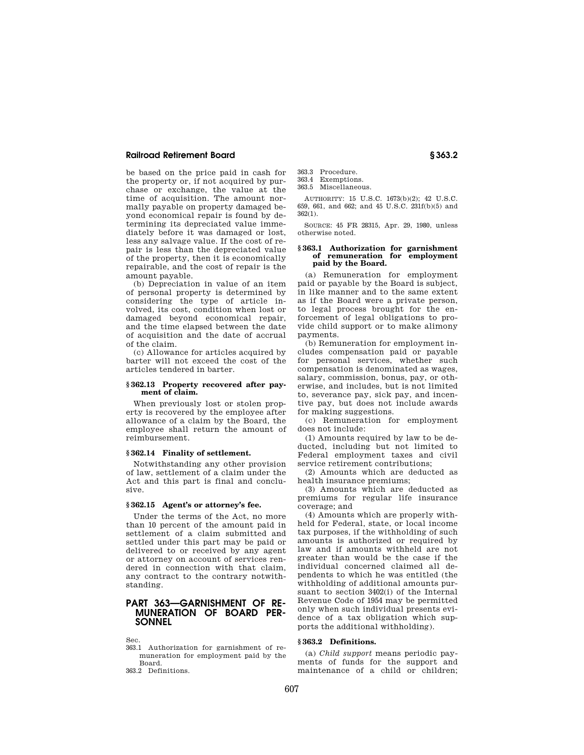be based on the price paid in cash for the property or, if not acquired by purchase or exchange, the value at the time of acquisition. The amount normally payable on property damaged beyond economical repair is found by determining its depreciated value immediately before it was damaged or lost, less any salvage value. If the cost of repair is less than the depreciated value of the property, then it is economically repairable, and the cost of repair is the amount payable.

(b) Depreciation in value of an item of personal property is determined by considering the type of article involved, its cost, condition when lost or damaged beyond economical repair, and the time elapsed between the date of acquisition and the date of accrual of the claim.

(c) Allowance for articles acquired by barter will not exceed the cost of the articles tendered in barter.

#### § 362.13 Property recovered after payment of claim.

When previously lost or stolen property is recovered by the employee after allowance of a claim by the Board, the employee shall return the amount of reimbursement.

#### § 362.14 Finality of settlement.

Notwithstanding any other provision of law, settlement of a claim under the Act and this part is final and conclusive.

#### § 362.15 Agent's or attorney's fee.

Under the terms of the Act, no more than 10 percent of the amount paid in settlement of a claim submitted and settled under this part may be paid or delivered to or received by any agent or attorney on account of services rendered in connection with that claim, any contract to the contrary notwithstanding.

## PART 363—GARNISHMENT OF REMUNERATION OF BOARD PERSONNEL

Sec.
363.1 Authorization for garnishment of remuneration for employment paid by the Board.
363.2 Definitions.
363.3 Procedure.
363.4 Exemptions.
363.5 Miscellaneous.

AUTHORITY: 15 U.S.C. 1673(b)(2); 42 U.S.C. 659, 661, and 662; and 45 U.S.C. 231f(b)(5) and 362(1).

SOURCE: 45 FR 28315, Apr. 29, 1980, unless otherwise noted.

#### § 363.1 Authorization for garnishment of remuneration for employment paid by the Board.

(a) Remuneration for employment paid or payable by the Board is subject, in like manner and to the same extent as if the Board were a private person, to legal process brought for the enforcement of legal obligations to provide child support or to make alimony payments.

(b) Remuneration for employment includes compensation paid or payable for personal services, whether such compensation is denominated as wages, salary, commission, bonus, pay, or otherwise, and includes, but is not limited to, severance pay, sick pay, and incentive pay, but does not include awards for making suggestions.

(c) Remuneration for employment does not include:

(1) Amounts required by law to be deducted, including but not limited to Federal employment taxes and civil service retirement contributions;

(2) Amounts which are deducted as health insurance premiums;

(3) Amounts which are deducted as premiums for regular life insurance coverage; and

(4) Amounts which are properly withheld for Federal, state, or local income tax purposes, if the withholding of such amounts is authorized or required by law and if amounts withheld are not greater than would be the case if the individual concerned claimed all dependents to which he was entitled (the withholding of additional amounts pursuant to section 3402(i) of the Internal Revenue Code of 1954 may be permitted only when such individual presents evidence of a tax obligation which supports the additional withholding).

#### § 363.2 Definitions.

(a) *Child support* means periodic payments of funds for the support and maintenance of a child or children;